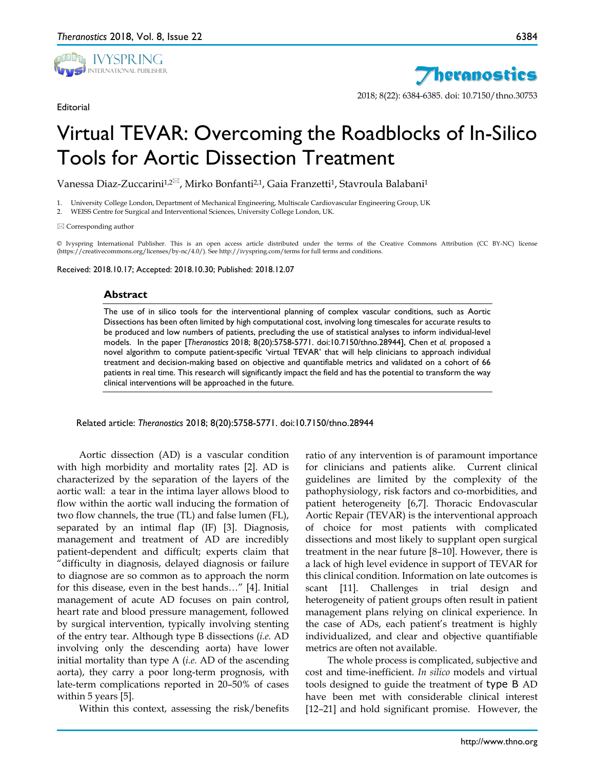Editorial

# Virtual TEVAR: Overcoming the Roadblocks of In-Silico Tools for Aortic Dissection Treatment

Vanessa Diaz-Zuccarini[1,2✉], Mirko Bonfanti[2,1], Gaia Franzetti[1], Stavroula Balabani[1]

1. University College London, Department of Mechanical Engineering, Multiscale Cardiovascular Engineering Group, UK
2. WEISS Centre for Surgical and Interventional Sciences, University College London, UK.

✉ Corresponding author

© Ivyspring International Publisher. This is an open access article distributed under the terms of the Creative Commons Attribution (CC BY-NC) license (https://creativecommons.org/licenses/by-nc/4.0/). See http://ivyspring.com/terms for full terms and conditions.

Received: 2018.10.17; Accepted: 2018.10.30; Published: 2018.12.07

## Abstract

The use of in silico tools for the interventional planning of complex vascular conditions, such as Aortic Dissections has been often limited by high computational cost, involving long timescales for accurate results to be produced and low numbers of patients, precluding the use of statistical analyses to inform individual-level models. In the paper [*Theranostics* 2018; 8(20):5758-5771. doi:10.7150/thno.28944], Chen *et al.* proposed a novel algorithm to compute patient-specific 'virtual TEVAR' that will help clinicians to approach individual treatment and decision-making based on objective and quantifiable metrics and validated on a cohort of 66 patients in real time. This research will significantly impact the field and has the potential to transform the way clinical interventions will be approached in the future.

Related article: *Theranostics* 2018; 8(20):5758-5771. doi:10.7150/thno.28944

Aortic dissection (AD) is a vascular condition with high morbidity and mortality rates [2]. AD is characterized by the separation of the layers of the aortic wall: a tear in the intima layer allows blood to flow within the aortic wall inducing the formation of two flow channels, the true (TL) and false lumen (FL), separated by an intimal flap (IF) [3]. Diagnosis, management and treatment of AD are incredibly patient-dependent and difficult; experts claim that "difficulty in diagnosis, delayed diagnosis or failure to diagnose are so common as to approach the norm for this disease, even in the best hands…" [4]. Initial management of acute AD focuses on pain control, heart rate and blood pressure management, followed by surgical intervention, typically involving stenting of the entry tear. Although type B dissections (*i.e.* AD involving only the descending aorta) have lower initial mortality than type A (*i.e.* AD of the ascending aorta), they carry a poor long-term prognosis, with late-term complications reported in 20–50% of cases within 5 years [5].

Within this context, assessing the risk/benefits ratio of any intervention is of paramount importance for clinicians and patients alike. Current clinical guidelines are limited by the complexity of the pathophysiology, risk factors and co-morbidities, and patient heterogeneity [6,7]. Thoracic Endovascular Aortic Repair (TEVAR) is the interventional approach of choice for most patients with complicated dissections and most likely to supplant open surgical treatment in the near future [8–10]. However, there is a lack of high level evidence in support of TEVAR for this clinical condition. Information on late outcomes is scant [11]. Challenges in trial design and heterogeneity of patient groups often result in patient management plans relying on clinical experience. In the case of ADs, each patient's treatment is highly individualized, and clear and objective quantifiable metrics are often not available.

The whole process is complicated, subjective and cost and time-inefficient. *In silico* models and virtual tools designed to guide the treatment of type B AD have been met with considerable clinical interest [12–21] and hold significant promise. However, the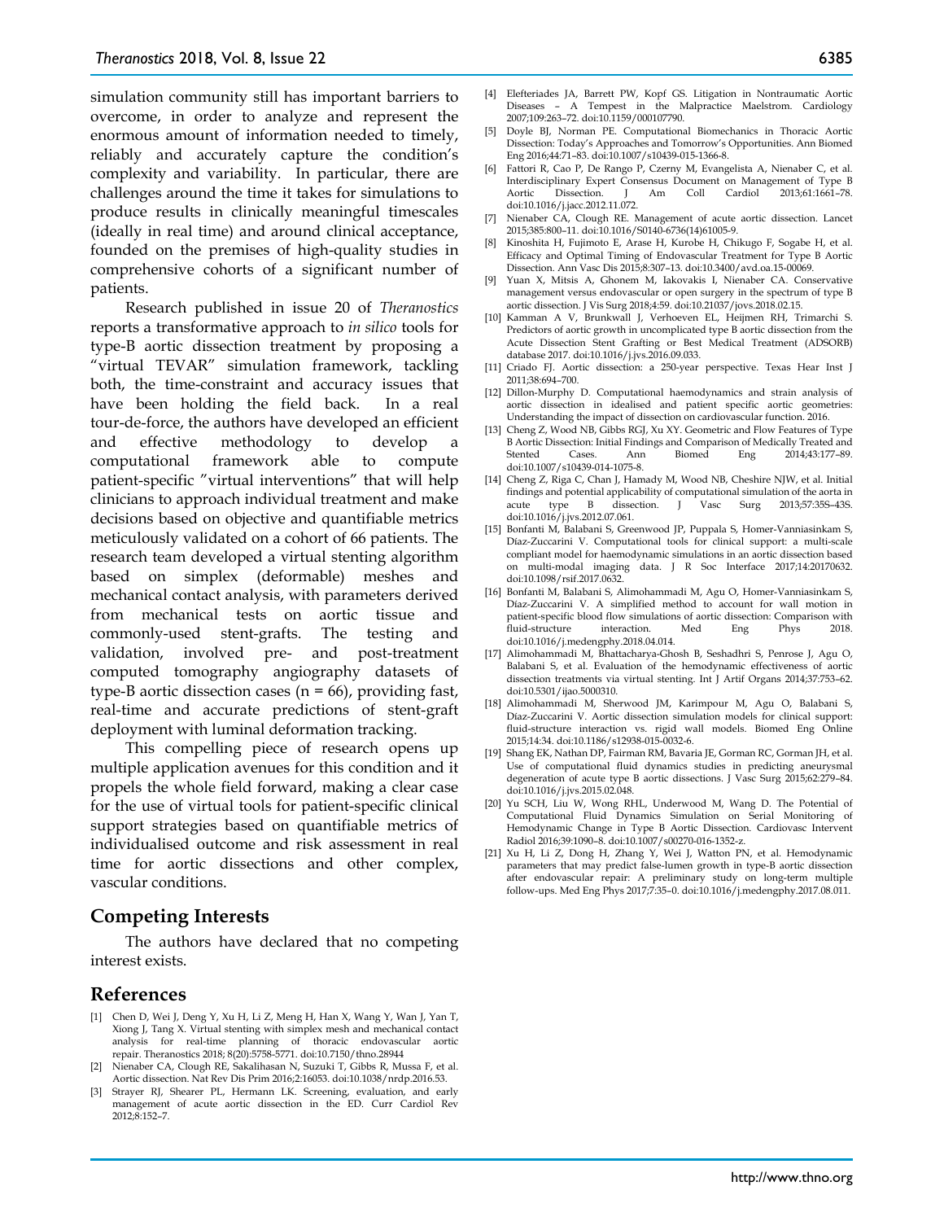simulation community still has important barriers to overcome, in order to analyze and represent the enormous amount of information needed to timely, reliably and accurately capture the condition's complexity and variability. In particular, there are challenges around the time it takes for simulations to produce results in clinically meaningful timescales (ideally in real time) and around clinical acceptance, founded on the premises of high-quality studies in comprehensive cohorts of a significant number of patients.

Research published in issue 20 of *Theranostics* reports a transformative approach to *in silico* tools for type-B aortic dissection treatment by proposing a "virtual TEVAR" simulation framework, tackling both, the time-constraint and accuracy issues that have been holding the field back. In a real tour-de-force, the authors have developed an efficient and effective methodology to develop a computational framework able to compute patient-specific "virtual interventions" that will help clinicians to approach individual treatment and make decisions based on objective and quantifiable metrics meticulously validated on a cohort of 66 patients. The research team developed a virtual stenting algorithm based on simplex (deformable) meshes and mechanical contact analysis, with parameters derived from mechanical tests on aortic tissue and commonly-used stent-grafts. The testing and validation, involved pre- and post-treatment computed tomography angiography datasets of type-B aortic dissection cases (n = 66), providing fast, real-time and accurate predictions of stent-graft deployment with luminal deformation tracking.

This compelling piece of research opens up multiple application avenues for this condition and it propels the whole field forward, making a clear case for the use of virtual tools for patient-specific clinical support strategies based on quantifiable metrics of individualised outcome and risk assessment in real time for aortic dissections and other complex, vascular conditions.

## Competing Interests

The authors have declared that no competing interest exists.

## References

[1] Chen D, Wei J, Deng Y, Xu H, Li Z, Meng H, Han X, Wang Y, Wan J, Yan T, Xiong J, Tang X. Virtual stenting with simplex mesh and mechanical contact analysis for real-time planning of thoracic endovascular aortic repair. Theranostics 2018; 8(20):5758-5771. doi:10.7150/thno.28944

[2] Nienaber CA, Clough RE, Sakalihasan N, Suzuki T, Gibbs R, Mussa F, et al. Aortic dissection. Nat Rev Dis Prim 2016;2:16053. doi:10.1038/nrdp.2016.53.

[3] Strayer RJ, Shearer PL, Hermann LK. Screening, evaluation, and early management of acute aortic dissection in the ED. Curr Cardiol Rev 2012;8:152–7.

[4] Elefteriades JA, Barrett PW, Kopf GS. Litigation in Nontraumatic Aortic Diseases – A Tempest in the Malpractice Maelstrom. Cardiology 2007;109:263–72. doi:10.1159/000107790.

[5] Doyle BJ, Norman PE. Computational Biomechanics in Thoracic Aortic Dissection: Today's Approaches and Tomorrow's Opportunities. Ann Biomed Eng 2016;44:71–83. doi:10.1007/s10439-015-1366-8.

[6] Fattori R, Cao P, De Rango P, Czerny M, Evangelista A, Nienaber C, et al. Interdisciplinary Expert Consensus Document on Management of Type B Aortic Dissection. J Am Coll Cardiol 2013;61:1661–78. doi:10.1016/j.jacc.2012.11.072.

[7] Nienaber CA, Clough RE. Management of acute aortic dissection. Lancet 2015;385:800–11. doi:10.1016/S0140-6736(14)61005-9.

[8] Kinoshita H, Fujimoto E, Arase H, Kurobe H, Chikugo F, Sogabe H, et al. Efficacy and Optimal Timing of Endovascular Treatment for Type B Aortic Dissection. Ann Vasc Dis 2015;8:307–13. doi:10.3400/avd.oa.15-00069.

[9] Yuan X, Mitsis A, Ghonem M, Iakovakis I, Nienaber CA. Conservative management versus endovascular or open surgery in the spectrum of type B aortic dissection. J Vis Surg 2018;4:59. doi:10.21037/jovs.2018.02.15.

[10] Kamman A V, Brunkwall J, Verhoeven EL, Heijmen RH, Trimarchi S. Predictors of aortic growth in uncomplicated type B aortic dissection from the Acute Dissection Stent Grafting or Best Medical Treatment (ADSORB) database 2017. doi:10.1016/j.jvs.2016.09.033.

[11] Criado FJ. Aortic dissection: a 250-year perspective. Texas Hear Inst J 2011;38:694–700.

[12] Dillon-Murphy D. Computational haemodynamics and strain analysis of aortic dissection in idealised and patient specific aortic geometries: Understanding the impact of dissection on cardiovascular function. 2016.

[13] Cheng Z, Wood NB, Gibbs RGJ, Xu XY. Geometric and Flow Features of Type B Aortic Dissection: Initial Findings and Comparison of Medically Treated and Stented Cases. Ann Biomed Eng 2014;43:177–89. doi:10.1007/s10439-014-1075-8.

[14] Cheng Z, Riga C, Chan J, Hamady M, Wood NB, Cheshire NJW, et al. Initial findings and potential applicability of computational simulation of the aorta in acute type B dissection. J Vasc Surg 2013;57:35S–43S. doi:10.1016/j.jvs.2012.07.061.

[15] Bonfanti M, Balabani S, Greenwood JP, Puppala S, Homer-Vanniasinkam S, Díaz-Zuccarini V. Computational tools for clinical support: a multi-scale compliant model for haemodynamic simulations in an aortic dissection based on multi-modal imaging data. J R Soc Interface 2017;14:20170632. doi:10.1098/rsif.2017.0632.

[16] Bonfanti M, Balabani S, Alimohammadi M, Agu O, Homer-Vanniasinkam S, Díaz-Zuccarini V. A simplified method to account for wall motion in patient-specific blood flow simulations of aortic dissection: Comparison with fluid-structure interaction. Med Eng Phys 2018. doi:10.1016/j.medengphy.2018.04.014.

[17] Alimohammadi M, Bhattacharya-Ghosh B, Seshadhri S, Penrose J, Agu O, Balabani S, et al. Evaluation of the hemodynamic effectiveness of aortic dissection treatments via virtual stenting. Int J Artif Organs 2014;37:753–62. doi:10.5301/ijao.5000310.

[18] Alimohammadi M, Sherwood JM, Karimpour M, Agu O, Balabani S, Díaz-Zuccarini V. Aortic dissection simulation models for clinical support: fluid-structure interaction vs. rigid wall models. Biomed Eng Online 2015;14:34. doi:10.1186/s12938-015-0032-6.

[19] Shang EK, Nathan DP, Fairman RM, Bavaria JE, Gorman RC, Gorman JH, et al. Use of computational fluid dynamics studies in predicting aneurysmal degeneration of acute type B aortic dissections. J Vasc Surg 2015;62:279–84. doi:10.1016/j.jvs.2015.02.048.

[20] Yu SCH, Liu W, Wong RHL, Underwood M, Wang D. The Potential of Computational Fluid Dynamics Simulation on Serial Monitoring of Hemodynamic Change in Type B Aortic Dissection. Cardiovasc Intervent Radiol 2016;39:1090–8. doi:10.1007/s00270-016-1352-z.

[21] Xu H, Li Z, Dong H, Zhang Y, Wei J, Watton PN, et al. Hemodynamic parameters that may predict false-lumen growth in type-B aortic dissection after endovascular repair: A preliminary study on long-term multiple follow-ups. Med Eng Phys 2017;7:35–0. doi:10.1016/j.medengphy.2017.08.011.